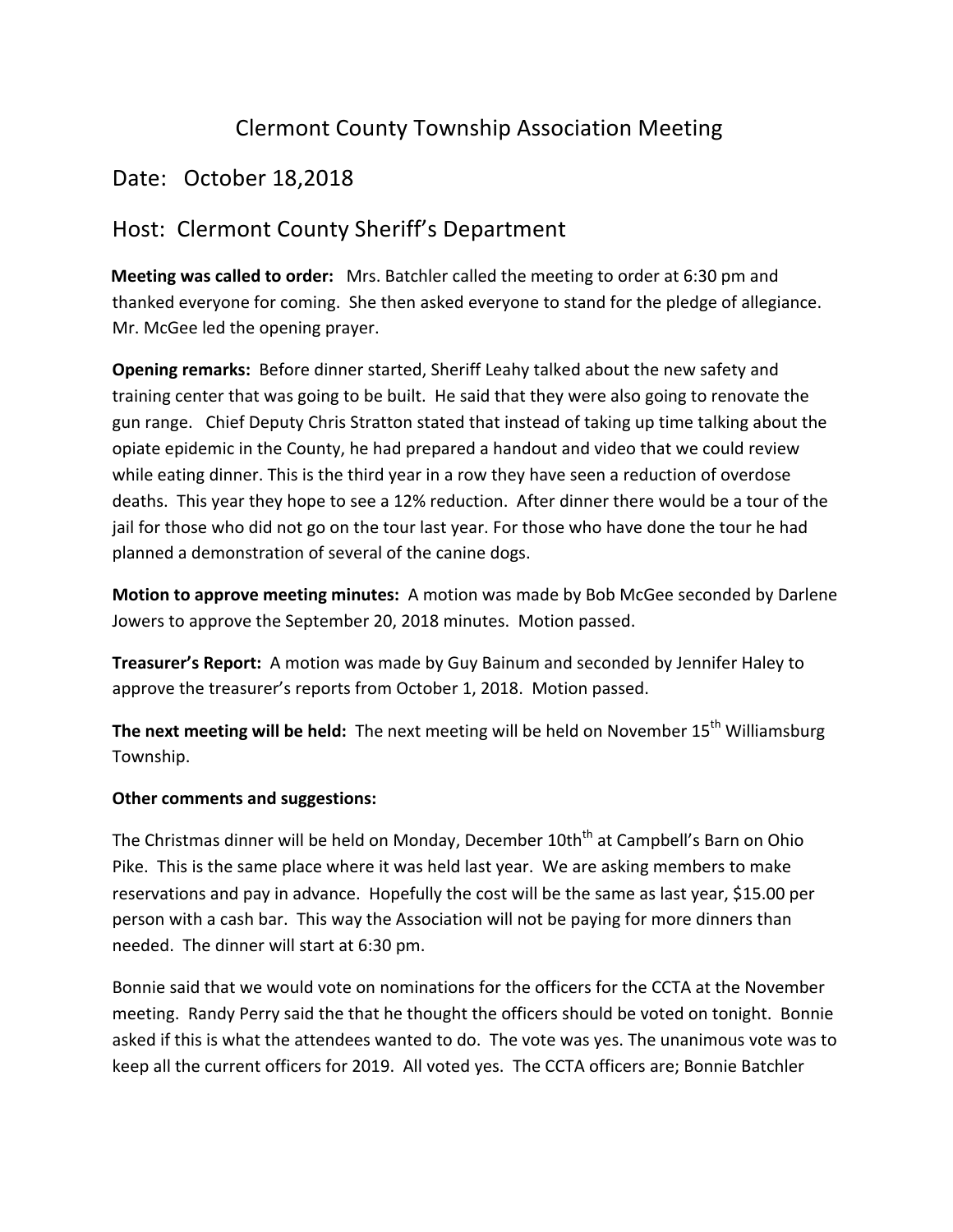# Clermont County Township Association Meeting

## Date: October 18,2018

## Host: Clermont County Sheriff's Department

**Meeting was called to order:** Mrs. Batchler called the meeting to order at 6:30 pm and thanked everyone for coming. She then asked everyone to stand for the pledge of allegiance. Mr. McGee led the opening prayer.

**Opening remarks:** Before dinner started, Sheriff Leahy talked about the new safety and training center that was going to be built. He said that they were also going to renovate the gun range. Chief Deputy Chris Stratton stated that instead of taking up time talking about the opiate epidemic in the County, he had prepared a handout and video that we could review while eating dinner. This is the third year in a row they have seen a reduction of overdose deaths. This year they hope to see a 12% reduction. After dinner there would be a tour of the jail for those who did not go on the tour last year. For those who have done the tour he had planned a demonstration of several of the canine dogs.

**Motion to approve meeting minutes:** A motion was made by Bob McGee seconded by Darlene Jowers to approve the September 20, 2018 minutes. Motion passed.

**Treasurer's Report:** A motion was made by Guy Bainum and seconded by Jennifer Haley to approve the treasurer's reports from October 1, 2018. Motion passed.

**The next meeting will be held:** The next meeting will be held on November 15th Williamsburg Township.

**Other comments and suggestions:**

The Christmas dinner will be held on Monday, December 10th at Campbell's Barn on Ohio Pike. This is the same place where it was held last year. We are asking members to make reservations and pay in advance. Hopefully the cost will be the same as last year, $15.00 per person with a cash bar. This way the Association will not be paying for more dinners than needed. The dinner will start at 6:30 pm.

Bonnie said that we would vote on nominations for the officers for the CCTA at the November meeting. Randy Perry said the that he thought the officers should be voted on tonight. Bonnie asked if this is what the attendees wanted to do. The vote was yes. The unanimous vote was to keep all the current officers for 2019. All voted yes. The CCTA officers are; Bonnie Batchler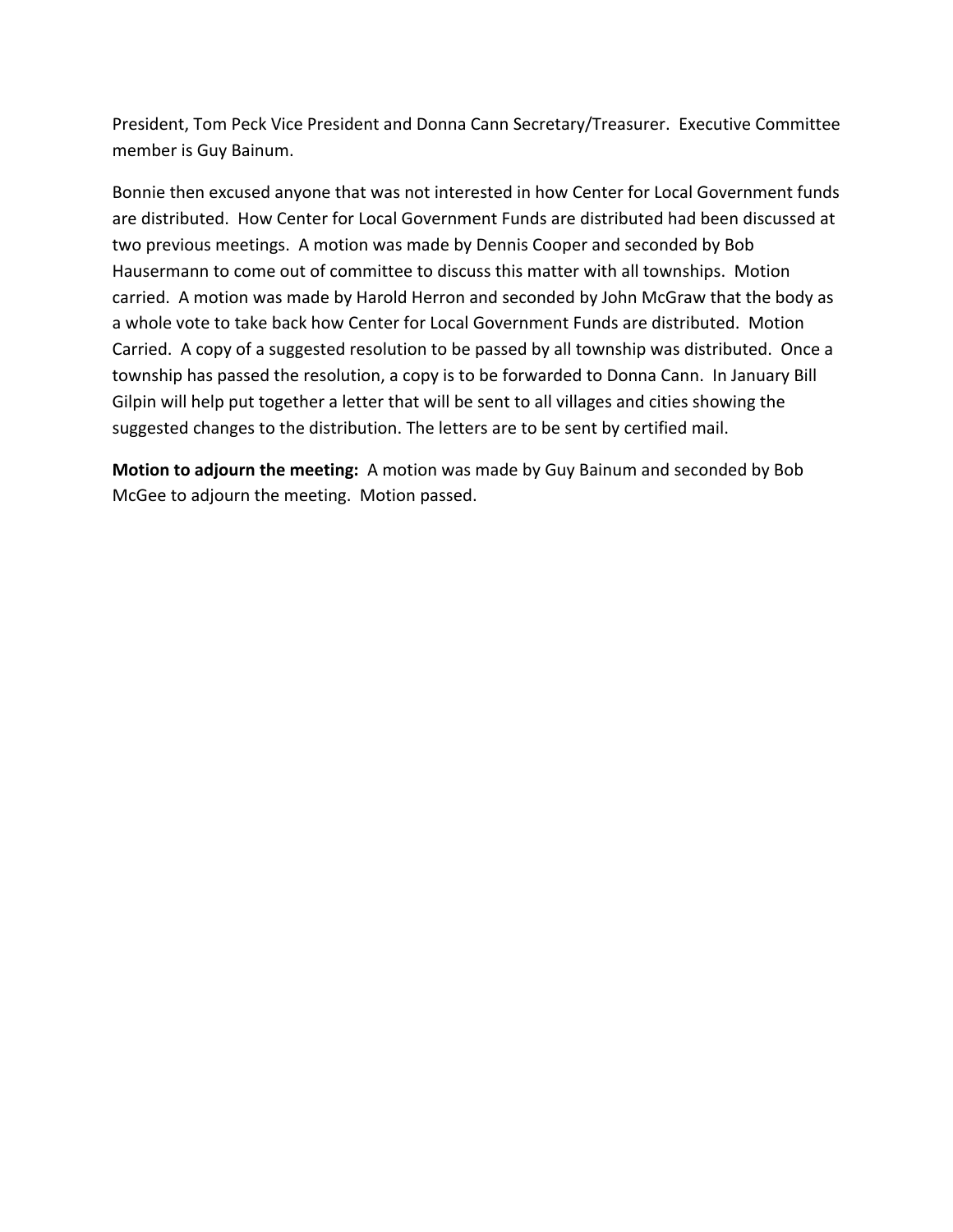President, Tom Peck Vice President and Donna Cann Secretary/Treasurer.  Executive Committee member is Guy Bainum.

Bonnie then excused anyone that was not interested in how Center for Local Government funds are distributed.  How Center for Local Government Funds are distributed had been discussed at two previous meetings.  A motion was made by Dennis Cooper and seconded by Bob Hausermann to come out of committee to discuss this matter with all townships.  Motion carried.  A motion was made by Harold Herron and seconded by John McGraw that the body as a whole vote to take back how Center for Local Government Funds are distributed.  Motion Carried.  A copy of a suggested resolution to be passed by all township was distributed.  Once a township has passed the resolution, a copy is to be forwarded to Donna Cann.  In January Bill Gilpin will help put together a letter that will be sent to all villages and cities showing the suggested changes to the distribution. The letters are to be sent by certified mail.

**Motion to adjourn the meeting:** A motion was made by Guy Bainum and seconded by Bob McGee to adjourn the meeting.  Motion passed.